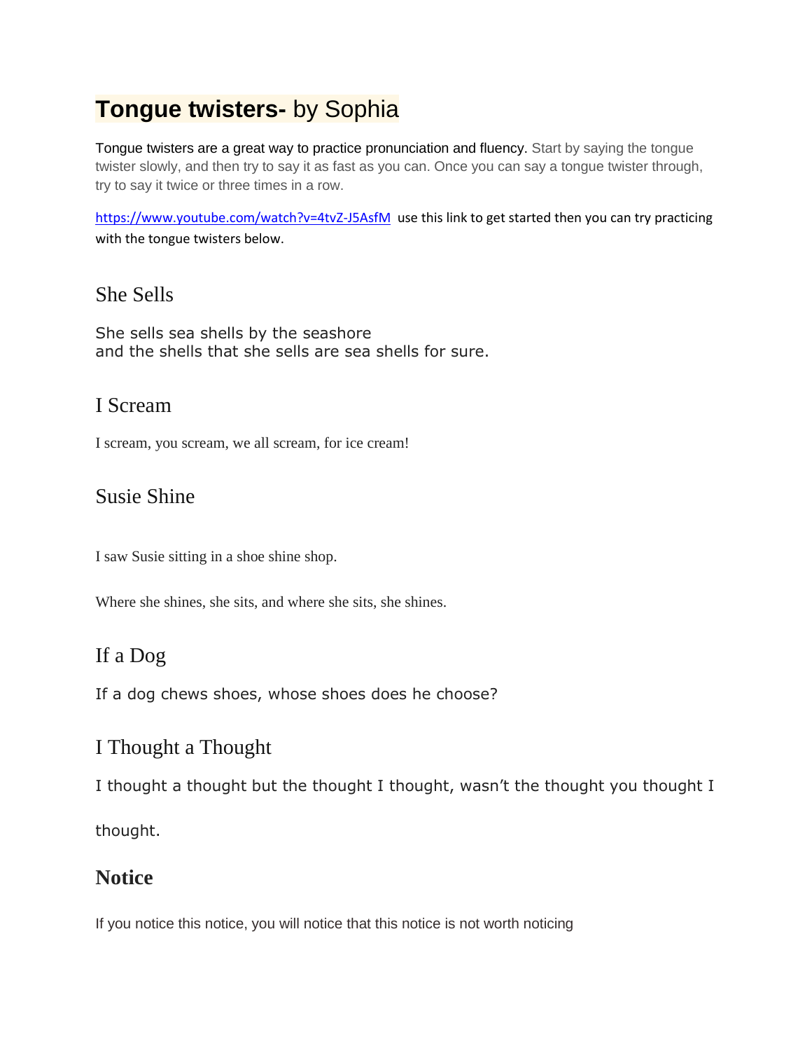# **Tongue twisters-** by Sophia

Tongue twisters are a great way to practice pronunciation and fluency. Start by saying the tongue twister slowly, and then try to say it as fast as you can. Once you can say a tongue twister through, try to say it twice or three times in a row.

https://www.youtube.com/watch?v=4tvZ-J5AsfM use this link to get started then you can try practicing with the tongue twisters below.

## She Sells

She sells sea shells by the seashore
and the shells that she sells are sea shells for sure.

## I Scream

I scream, you scream, we all scream, for ice cream!

## Susie Shine

I saw Susie sitting in a shoe shine shop.

Where she shines, she sits, and where she sits, she shines.

## If a Dog

If a dog chews shoes, whose shoes does he choose?

## I Thought a Thought

I thought a thought but the thought I thought, wasn't the thought you thought I thought.

## **Notice**

If you notice this notice, you will notice that this notice is not worth noticing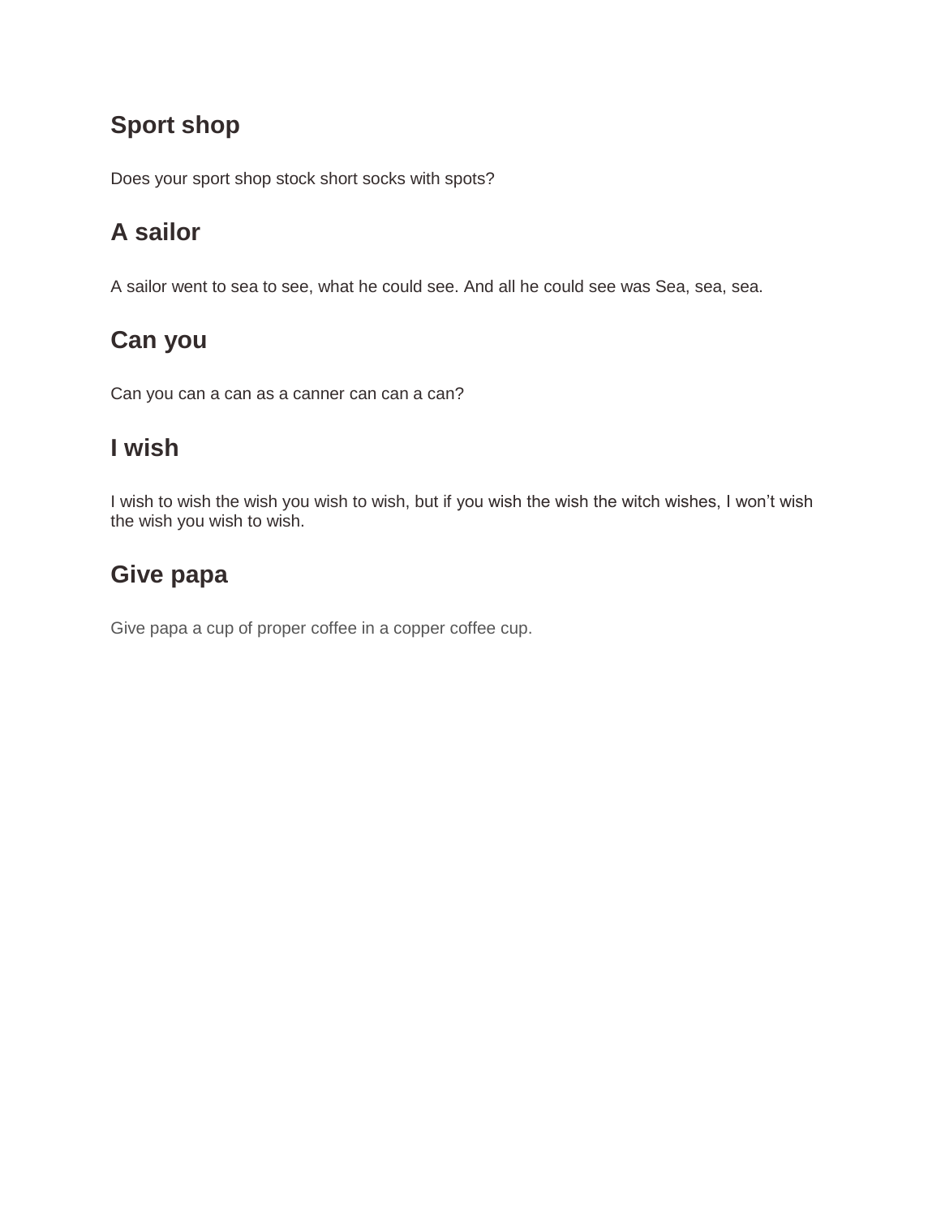## Sport shop

Does your sport shop stock short socks with spots?

## A sailor

A sailor went to sea to see, what he could see. And all he could see was Sea, sea, sea.

## Can you

Can you can a can as a canner can can a can?

## I wish

I wish to wish the wish you wish to wish, but if you wish the wish the witch wishes, I won't wish the wish you wish to wish.

## Give papa

Give papa a cup of proper coffee in a copper coffee cup.